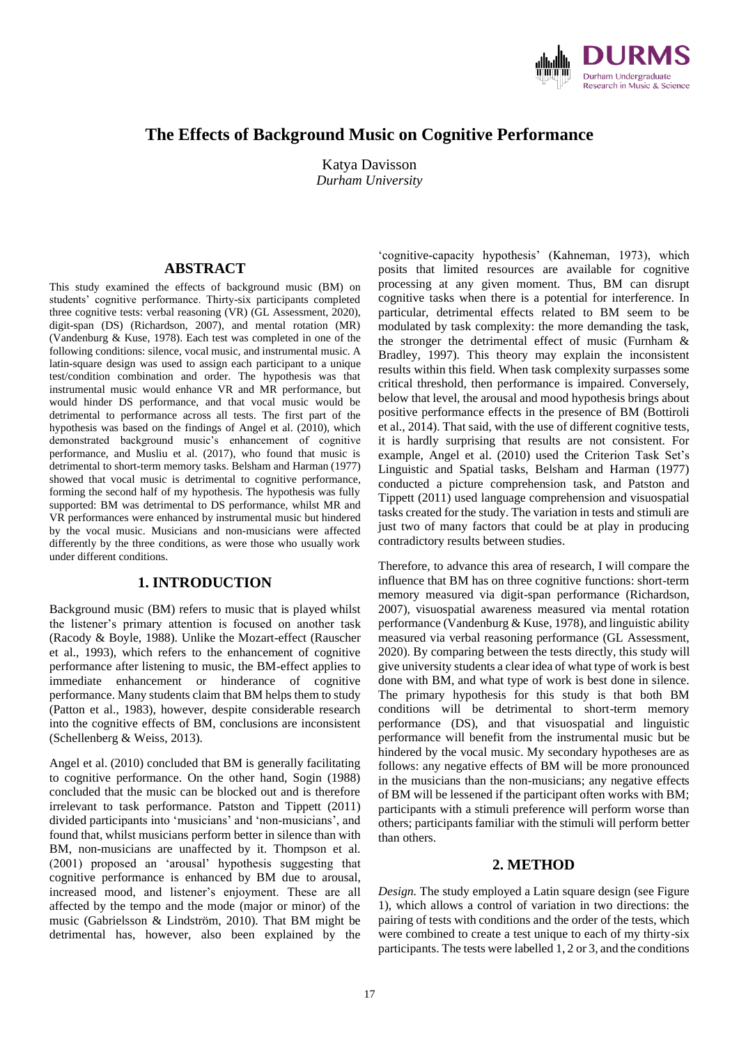# The Effects of Background Music on Cognitive Performance

Katya Davisson
*Durham University*

## ABSTRACT

This study examined the effects of background music (BM) on students' cognitive performance. Thirty-six participants completed three cognitive tests: verbal reasoning (VR) (GL Assessment, 2020), digit-span (DS) (Richardson, 2007), and mental rotation (MR) (Vandenburg & Kuse, 1978). Each test was completed in one of the following conditions: silence, vocal music, and instrumental music. A latin-square design was used to assign each participant to a unique test/condition combination and order. The hypothesis was that instrumental music would enhance VR and MR performance, but would hinder DS performance, and that vocal music would be detrimental to performance across all tests. The first part of the hypothesis was based on the findings of Angel et al. (2010), which demonstrated background music's enhancement of cognitive performance, and Musliu et al. (2017), who found that music is detrimental to short-term memory tasks. Belsham and Harman (1977) showed that vocal music is detrimental to cognitive performance, forming the second half of my hypothesis. The hypothesis was fully supported: BM was detrimental to DS performance, whilst MR and VR performances were enhanced by instrumental music but hindered by the vocal music. Musicians and non-musicians were affected differently by the three conditions, as were those who usually work under different conditions.

## 1. INTRODUCTION

Background music (BM) refers to music that is played whilst the listener's primary attention is focused on another task (Racody & Boyle, 1988). Unlike the Mozart-effect (Rauscher et al., 1993), which refers to the enhancement of cognitive performance after listening to music, the BM-effect applies to immediate enhancement or hinderance of cognitive performance. Many students claim that BM helps them to study (Patton et al., 1983), however, despite considerable research into the cognitive effects of BM, conclusions are inconsistent (Schellenberg & Weiss, 2013).

Angel et al. (2010) concluded that BM is generally facilitating to cognitive performance. On the other hand, Sogin (1988) concluded that the music can be blocked out and is therefore irrelevant to task performance. Patston and Tippett (2011) divided participants into 'musicians' and 'non-musicians', and found that, whilst musicians perform better in silence than with BM, non-musicians are unaffected by it. Thompson et al. (2001) proposed an 'arousal' hypothesis suggesting that cognitive performance is enhanced by BM due to arousal, increased mood, and listener's enjoyment. These are all affected by the tempo and the mode (major or minor) of the music (Gabrielsson & Lindström, 2010). That BM might be detrimental has, however, also been explained by the 'cognitive-capacity hypothesis' (Kahneman, 1973), which posits that limited resources are available for cognitive processing at any given moment. Thus, BM can disrupt cognitive tasks when there is a potential for interference. In particular, detrimental effects related to BM seem to be modulated by task complexity: the more demanding the task, the stronger the detrimental effect of music (Furnham & Bradley, 1997). This theory may explain the inconsistent results within this field. When task complexity surpasses some critical threshold, then performance is impaired. Conversely, below that level, the arousal and mood hypothesis brings about positive performance effects in the presence of BM (Bottiroli et al., 2014). That said, with the use of different cognitive tests, it is hardly surprising that results are not consistent. For example, Angel et al. (2010) used the Criterion Task Set's Linguistic and Spatial tasks, Belsham and Harman (1977) conducted a picture comprehension task, and Patston and Tippett (2011) used language comprehension and visuospatial tasks created for the study. The variation in tests and stimuli are just two of many factors that could be at play in producing contradictory results between studies.

Therefore, to advance this area of research, I will compare the influence that BM has on three cognitive functions: short-term memory measured via digit-span performance (Richardson, 2007), visuospatial awareness measured via mental rotation performance (Vandenburg & Kuse, 1978), and linguistic ability measured via verbal reasoning performance (GL Assessment, 2020). By comparing between the tests directly, this study will give university students a clear idea of what type of work is best done with BM, and what type of work is best done in silence. The primary hypothesis for this study is that both BM conditions will be detrimental to short-term memory performance (DS), and that visuospatial and linguistic performance will benefit from the instrumental music but be hindered by the vocal music. My secondary hypotheses are as follows: any negative effects of BM will be more pronounced in the musicians than the non-musicians; any negative effects of BM will be lessened if the participant often works with BM; participants with a stimuli preference will perform worse than others; participants familiar with the stimuli will perform better than others.

## 2. METHOD

*Design.* The study employed a Latin square design (see Figure 1), which allows a control of variation in two directions: the pairing of tests with conditions and the order of the tests, which were combined to create a test unique to each of my thirty-six participants. The tests were labelled 1, 2 or 3, and the conditions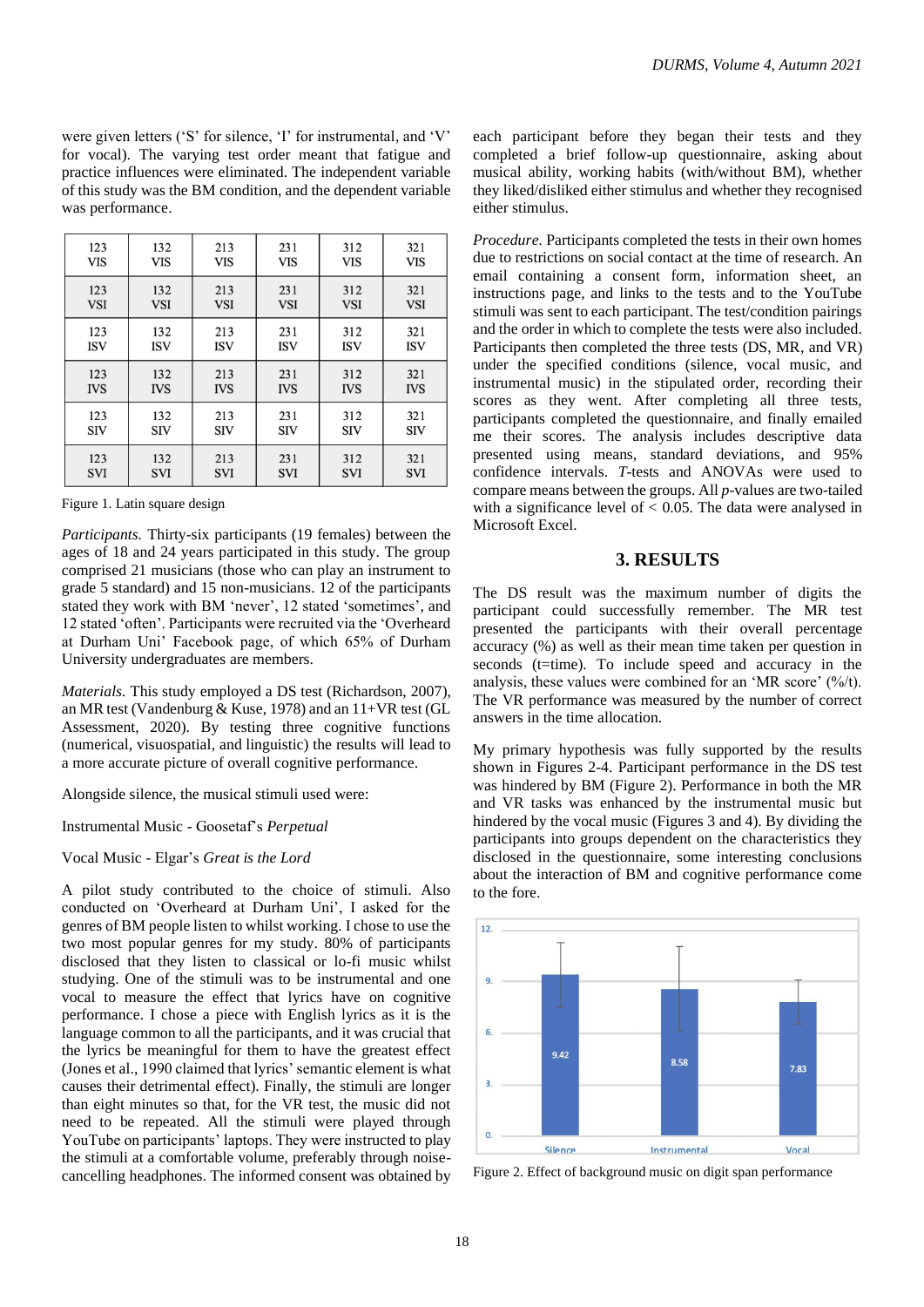were given letters ('S' for silence, 'I' for instrumental, and 'V' for vocal). The varying test order meant that fatigue and practice influences were eliminated. The independent variable of this study was the BM condition, and the dependent variable was performance.

| 123 VIS | 132 VIS | 213 VIS | 231 VIS | 312 VIS | 321 VIS |
|---|---|---|---|---|---|
| 123 VSI | 132 VSI | 213 VSI | 231 VSI | 312 VSI | 321 VSI |
| 123 ISV | 132 ISV | 213 ISV | 231 ISV | 312 ISV | 321 ISV |
| 123 IVS | 132 IVS | 213 IVS | 231 IVS | 312 IVS | 321 IVS |
| 123 SIV | 132 SIV | 213 SIV | 231 SIV | 312 SIV | 321 SIV |
| 123 SVI | 132 SVI | 213 SVI | 231 SVI | 312 SVI | 321 SVI |

Figure 1. Latin square design

*Participants.* Thirty-six participants (19 females) between the ages of 18 and 24 years participated in this study. The group comprised 21 musicians (those who can play an instrument to grade 5 standard) and 15 non-musicians. 12 of the participants stated they work with BM 'never', 12 stated 'sometimes', and 12 stated 'often'. Participants were recruited via the 'Overheard at Durham Uni' Facebook page, of which 65% of Durham University undergraduates are members.

*Materials.* This study employed a DS test (Richardson, 2007), an MR test (Vandenburg & Kuse, 1978) and an 11+VR test (GL Assessment, 2020). By testing three cognitive functions (numerical, visuospatial, and linguistic) the results will lead to a more accurate picture of overall cognitive performance.

Alongside silence, the musical stimuli used were:

Instrumental Music - Goosetaf's *Perpetual*

Vocal Music - Elgar's *Great is the Lord*

A pilot study contributed to the choice of stimuli. Also conducted on 'Overheard at Durham Uni', I asked for the genres of BM people listen to whilst working. I chose to use the two most popular genres for my study. 80% of participants disclosed that they listen to classical or lo-fi music whilst studying. One of the stimuli was to be instrumental and one vocal to measure the effect that lyrics have on cognitive performance. I chose a piece with English lyrics as it is the language common to all the participants, and it was crucial that the lyrics be meaningful for them to have the greatest effect (Jones et al., 1990 claimed that lyrics' semantic element is what causes their detrimental effect). Finally, the stimuli are longer than eight minutes so that, for the VR test, the music did not need to be repeated. All the stimuli were played through YouTube on participants' laptops. They were instructed to play the stimuli at a comfortable volume, preferably through noise-cancelling headphones. The informed consent was obtained by each participant before they began their tests and they completed a brief follow-up questionnaire, asking about musical ability, working habits (with/without BM), whether they liked/disliked either stimulus and whether they recognised either stimulus.

*Procedure.* Participants completed the tests in their own homes due to restrictions on social contact at the time of research. An email containing a consent form, information sheet, an instructions page, and links to the tests and to the YouTube stimuli was sent to each participant. The test/condition pairings and the order in which to complete the tests were also included. Participants then completed the three tests (DS, MR, and VR) under the specified conditions (silence, vocal music, and instrumental music) in the stipulated order, recording their scores as they went. After completing all three tests, participants completed the questionnaire, and finally emailed me their scores. The analysis includes descriptive data presented using means, standard deviations, and 95% confidence intervals. *T*-tests and ANOVAs were used to compare means between the groups. All *p*-values are two-tailed with a significance level of $< 0.05$. The data were analysed in Microsoft Excel.

## 3. RESULTS

The DS result was the maximum number of digits the participant could successfully remember. The MR test presented the participants with their overall percentage accuracy (%) as well as their mean time taken per question in seconds (t=time). To include speed and accuracy in the analysis, these values were combined for an 'MR score' (%/t). The VR performance was measured by the number of correct answers in the time allocation.

My primary hypothesis was fully supported by the results shown in Figures 2-4. Participant performance in the DS test was hindered by BM (Figure 2). Performance in both the MR and VR tasks was enhanced by the instrumental music but hindered by the vocal music (Figures 3 and 4). By dividing the participants into groups dependent on the characteristics they disclosed in the questionnaire, some interesting conclusions about the interaction of BM and cognitive performance come to the fore.

| Condition | Digit span |
|---|---|
| Silence | 9.42 |
| Instrumental | 8.58 |
| Vocal | 7.83 |

Figure 2. Effect of background music on digit span performance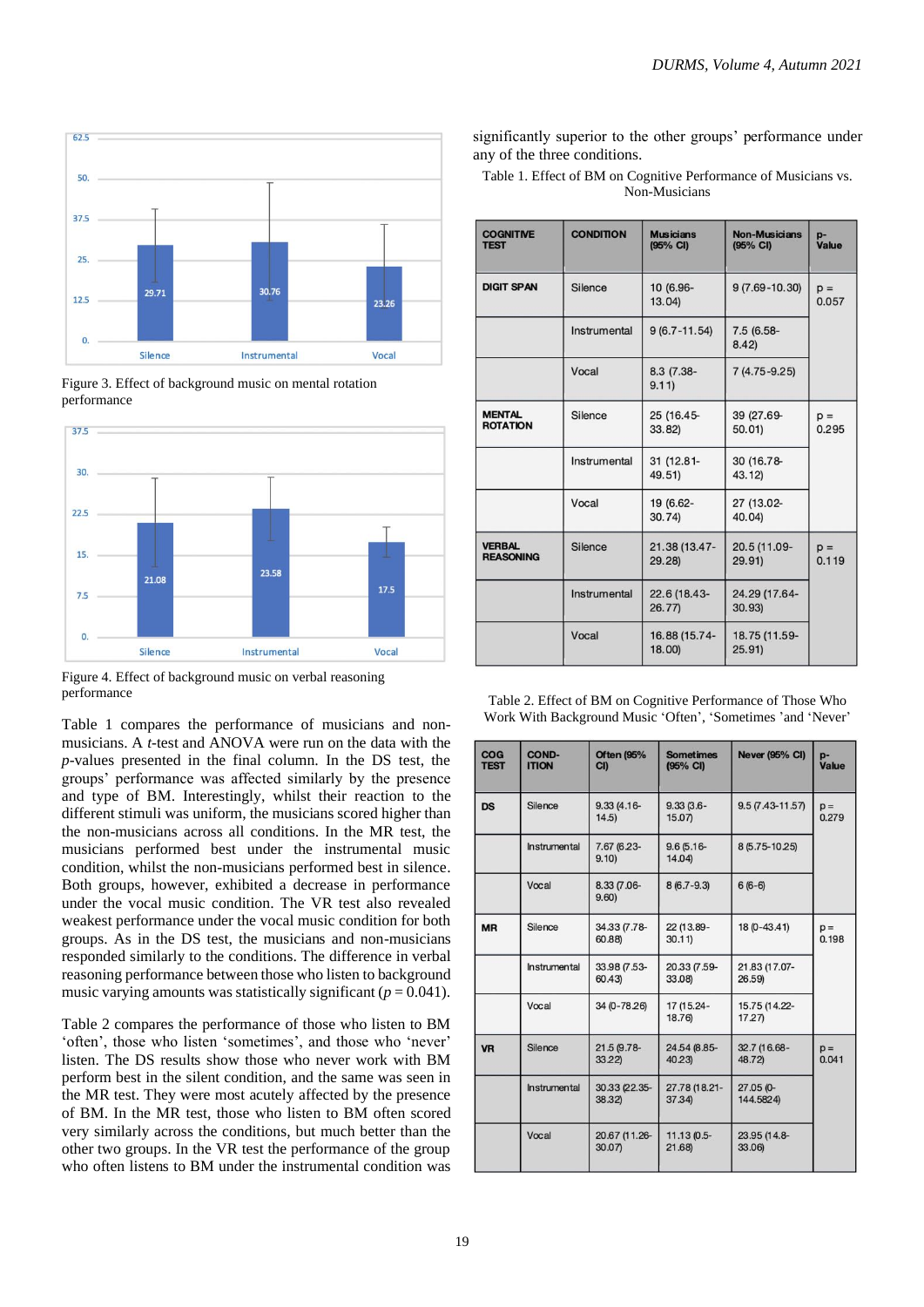Figure 3. Effect of background music on mental rotation performance

Figure 4. Effect of background music on verbal reasoning performance

Table 1 compares the performance of musicians and non-musicians. A *t*-test and ANOVA were run on the data with the *p*-values presented in the final column. In the DS test, the groups' performance was affected similarly by the presence and type of BM. Interestingly, whilst their reaction to the different stimuli was uniform, the musicians scored higher than the non-musicians across all conditions. In the MR test, the musicians performed best under the instrumental music condition, whilst the non-musicians performed best in silence. Both groups, however, exhibited a decrease in performance under the vocal music condition. The VR test also revealed weakest performance under the vocal music condition for both groups. As in the DS test, the musicians and non-musicians responded similarly to the conditions. The difference in verbal reasoning performance between those who listen to background music varying amounts was statistically significant ($p = 0.041$).

Table 2 compares the performance of those who listen to BM 'often', those who listen 'sometimes', and those who 'never' listen. The DS results show those who never work with BM perform best in the silent condition, and the same was seen in the MR test. They were most acutely affected by the presence of BM. In the MR test, those who listen to BM often scored very similarly across the conditions, but much better than the other two groups. In the VR test the performance of the group who often listens to BM under the instrumental condition was significantly superior to the other groups' performance under any of the three conditions.

Table 1. Effect of BM on Cognitive Performance of Musicians vs. Non-Musicians

| COGNITIVE TEST | CONDITION | Musicians (95% CI) | Non-Musicians (95% CI) | p-Value |
|---|---|---|---|---|
| DIGIT SPAN | Silence | 10 (6.96-13.04) | 9 (7.69-10.30) | p = 0.057 |
| | Instrumental | 9 (6.7-11.54) | 7.5 (6.58-8.42) | |
| | Vocal | 8.3 (7.38-9.11) | 7 (4.75-9.25) | |
| MENTAL ROTATION | Silence | 25 (16.45-33.82) | 39 (27.69-50.01) | p = 0.295 |
| | Instrumental | 31 (12.81-49.51) | 30 (16.78-43.12) | |
| | Vocal | 19 (6.62-30.74) | 27 (13.02-40.04) | |
| VERBAL REASONING | Silence | 21.38 (13.47-29.28) | 20.5 (11.09-29.91) | p = 0.119 |
| | Instrumental | 22.6 (18.43-26.77) | 24.29 (17.64-30.93) | |
| | Vocal | 16.88 (15.74-18.00) | 18.75 (11.59-25.91) | |

Table 2. Effect of BM on Cognitive Performance of Those Who Work With Background Music 'Often', 'Sometimes 'and 'Never'

| COG TEST | COND-ITION | Often (95% CI) | Sometimes (95% CI) | Never (95% CI) | p-Value |
|---|---|---|---|---|---|
| DS | Silence | 9.33 (4.16-14.5) | 9.33 (3.6-15.07) | 9.5 (7.43-11.57) | p = 0.279 |
| | Instrumental | 7.67 (6.23-9.10) | 9.6 (5.16-14.04) | 8 (5.75-10.25) | |
| | Vocal | 8.33 (7.06-9.60) | 8 (6.7-9.3) | 6 (6-6) | |
| MR | Silence | 34.33 (7.78-60.88) | 22 (13.89-30.11) | 18 (0-43.41) | p = 0.198 |
| | Instrumental | 33.98 (7.53-60.43) | 20.33 (7.59-33.08) | 21.83 (17.07-26.59) | |
| | Vocal | 34 (0-78.26) | 17 (15.24-18.76) | 15.75 (14.22-17.27) | |
| VR | Silence | 21.5 (9.78-33.22) | 24.54 (8.85-40.23) | 32.7 (16.68-48.72) | p = 0.041 |
| | Instrumental | 30.33 (22.35-38.32) | 27.78 (18.21-37.34) | 27.05 (0-144.5824) | |
| | Vocal | 20.67 (11.26-30.07) | 11.13 (0.5-21.68) | 23.95 (14.8-33.06) | |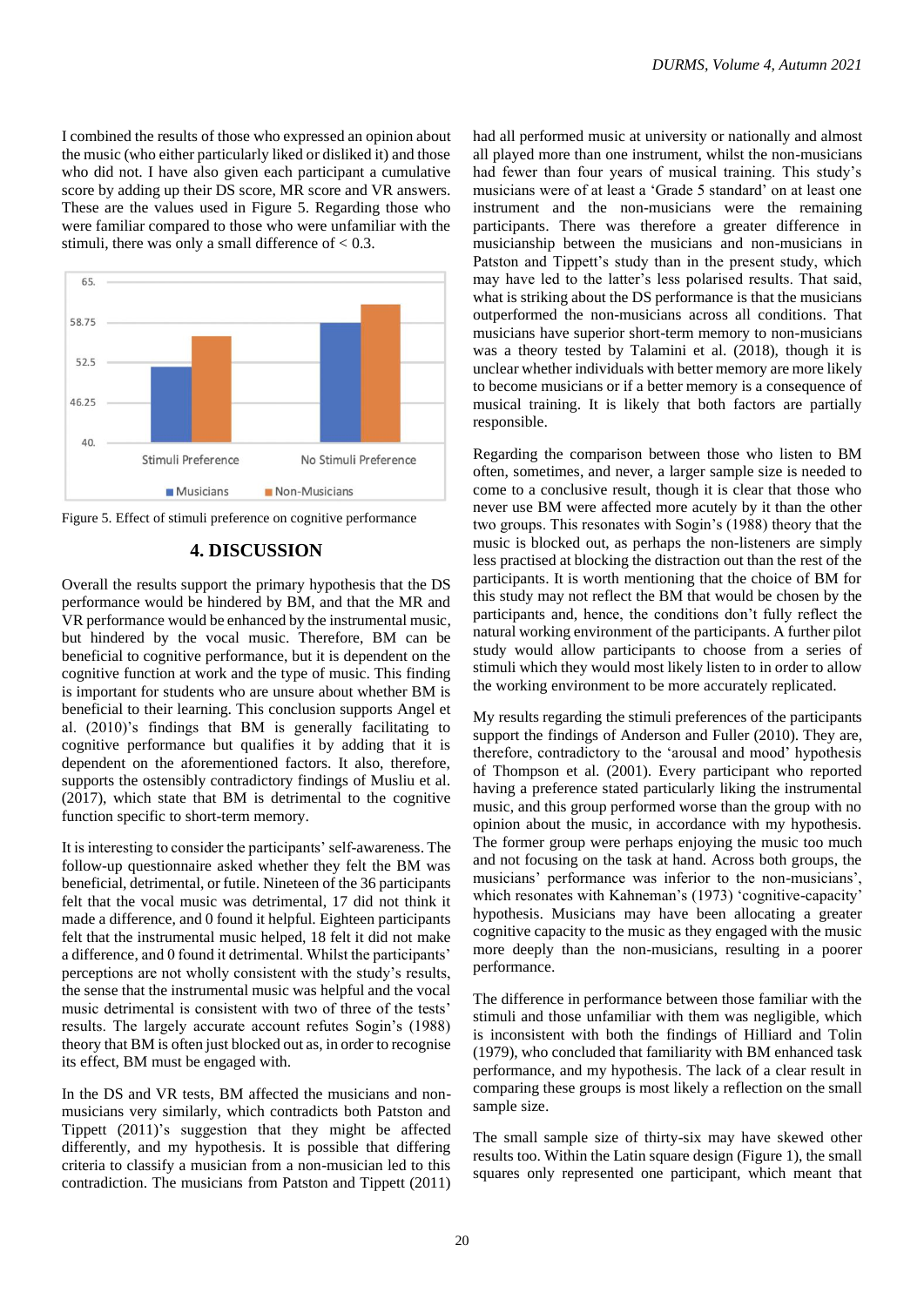I combined the results of those who expressed an opinion about the music (who either particularly liked or disliked it) and those who did not. I have also given each participant a cumulative score by adding up their DS score, MR score and VR answers. These are the values used in Figure 5. Regarding those who were familiar compared to those who were unfamiliar with the stimuli, there was only a small difference of < 0.3.

Figure 5. Effect of stimuli preference on cognitive performance

## 4. DISCUSSION

Overall the results support the primary hypothesis that the DS performance would be hindered by BM, and that the MR and VR performance would be enhanced by the instrumental music, but hindered by the vocal music. Therefore, BM can be beneficial to cognitive performance, but it is dependent on the cognitive function at work and the type of music. This finding is important for students who are unsure about whether BM is beneficial to their learning. This conclusion supports Angel et al. (2010)'s findings that BM is generally facilitating to cognitive performance but qualifies it by adding that it is dependent on the aforementioned factors. It also, therefore, supports the ostensibly contradictory findings of Musliu et al. (2017), which state that BM is detrimental to the cognitive function specific to short-term memory.

It is interesting to consider the participants' self-awareness. The follow-up questionnaire asked whether they felt the BM was beneficial, detrimental, or futile. Nineteen of the 36 participants felt that the vocal music was detrimental, 17 did not think it made a difference, and 0 found it helpful. Eighteen participants felt that the instrumental music helped, 18 felt it did not make a difference, and 0 found it detrimental. Whilst the participants' perceptions are not wholly consistent with the study's results, the sense that the instrumental music was helpful and the vocal music detrimental is consistent with two of three of the tests' results. The largely accurate account refutes Sogin's (1988) theory that BM is often just blocked out as, in order to recognise its effect, BM must be engaged with.

In the DS and VR tests, BM affected the musicians and non-musicians very similarly, which contradicts both Patston and Tippett (2011)'s suggestion that they might be affected differently, and my hypothesis. It is possible that differing criteria to classify a musician from a non-musician led to this contradiction. The musicians from Patston and Tippett (2011) had all performed music at university or nationally and almost all played more than one instrument, whilst the non-musicians had fewer than four years of musical training. This study's musicians were of at least a 'Grade 5 standard' on at least one instrument and the non-musicians were the remaining participants. There was therefore a greater difference in musicianship between the musicians and non-musicians in Patston and Tippett's study than in the present study, which may have led to the latter's less polarised results. That said, what is striking about the DS performance is that the musicians outperformed the non-musicians across all conditions. That musicians have superior short-term memory to non-musicians was a theory tested by Talamini et al. (2018), though it is unclear whether individuals with better memory are more likely to become musicians or if a better memory is a consequence of musical training. It is likely that both factors are partially responsible.

Regarding the comparison between those who listen to BM often, sometimes, and never, a larger sample size is needed to come to a conclusive result, though it is clear that those who never use BM were affected more acutely by it than the other two groups. This resonates with Sogin's (1988) theory that the music is blocked out, as perhaps the non-listeners are simply less practised at blocking the distraction out than the rest of the participants. It is worth mentioning that the choice of BM for this study may not reflect the BM that would be chosen by the participants and, hence, the conditions don't fully reflect the natural working environment of the participants. A further pilot study would allow participants to choose from a series of stimuli which they would most likely listen to in order to allow the working environment to be more accurately replicated.

My results regarding the stimuli preferences of the participants support the findings of Anderson and Fuller (2010). They are, therefore, contradictory to the 'arousal and mood' hypothesis of Thompson et al. (2001). Every participant who reported having a preference stated particularly liking the instrumental music, and this group performed worse than the group with no opinion about the music, in accordance with my hypothesis. The former group were perhaps enjoying the music too much and not focusing on the task at hand. Across both groups, the musicians' performance was inferior to the non-musicians', which resonates with Kahneman's (1973) 'cognitive-capacity' hypothesis. Musicians may have been allocating a greater cognitive capacity to the music as they engaged with the music more deeply than the non-musicians, resulting in a poorer performance.

The difference in performance between those familiar with the stimuli and those unfamiliar with them was negligible, which is inconsistent with both the findings of Hilliard and Tolin (1979), who concluded that familiarity with BM enhanced task performance, and my hypothesis. The lack of a clear result in comparing these groups is most likely a reflection on the small sample size.

The small sample size of thirty-six may have skewed other results too. Within the Latin square design (Figure 1), the small squares only represented one participant, which meant that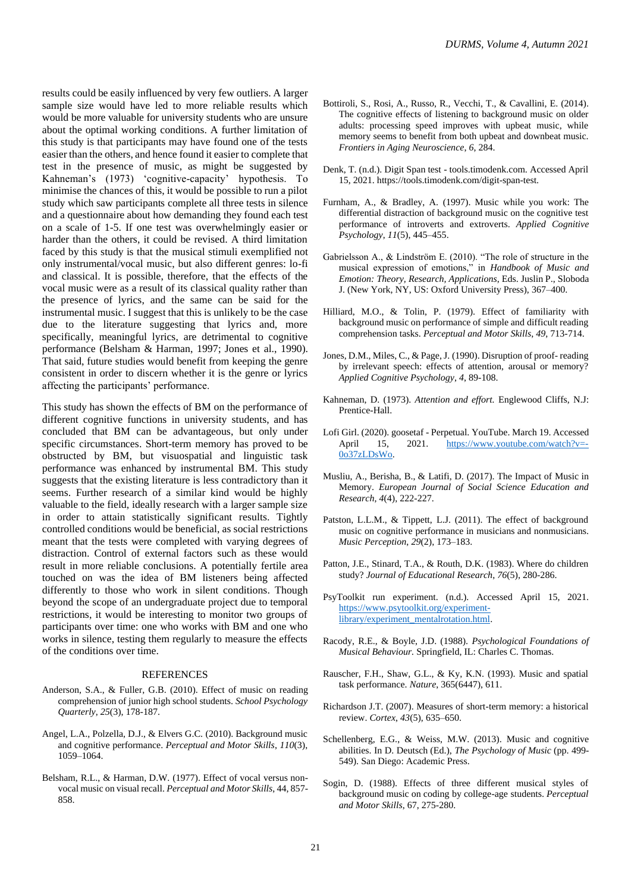results could be easily influenced by very few outliers. A larger sample size would have led to more reliable results which would be more valuable for university students who are unsure about the optimal working conditions. A further limitation of this study is that participants may have found one of the tests easier than the others, and hence found it easier to complete that test in the presence of music, as might be suggested by Kahneman's (1973) 'cognitive-capacity' hypothesis. To minimise the chances of this, it would be possible to run a pilot study which saw participants complete all three tests in silence and a questionnaire about how demanding they found each test on a scale of 1-5. If one test was overwhelmingly easier or harder than the others, it could be revised. A third limitation faced by this study is that the musical stimuli exemplified not only instrumental/vocal music, but also different genres: lo-fi and classical. It is possible, therefore, that the effects of the vocal music were as a result of its classical quality rather than the presence of lyrics, and the same can be said for the instrumental music. I suggest that this is unlikely to be the case due to the literature suggesting that lyrics and, more specifically, meaningful lyrics, are detrimental to cognitive performance (Belsham & Harman, 1997; Jones et al., 1990). That said, future studies would benefit from keeping the genre consistent in order to discern whether it is the genre or lyrics affecting the participants' performance.

This study has shown the effects of BM on the performance of different cognitive functions in university students, and has concluded that BM can be advantageous, but only under specific circumstances. Short-term memory has proved to be obstructed by BM, but visuospatial and linguistic task performance was enhanced by instrumental BM. This study suggests that the existing literature is less contradictory than it seems. Further research of a similar kind would be highly valuable to the field, ideally research with a larger sample size in order to attain statistically significant results. Tightly controlled conditions would be beneficial, as social restrictions meant that the tests were completed with varying degrees of distraction. Control of external factors such as these would result in more reliable conclusions. A potentially fertile area touched on was the idea of BM listeners being affected differently to those who work in silent conditions. Though beyond the scope of an undergraduate project due to temporal restrictions, it would be interesting to monitor two groups of participants over time: one who works with BM and one who works in silence, testing them regularly to measure the effects of the conditions over time.

## REFERENCES

Anderson, S.A., & Fuller, G.B. (2010). Effect of music on reading comprehension of junior high school students. *School Psychology Quarterly*, *25*(3), 178-187.

Angel, L.A., Polzella, D.J., & Elvers G.C. (2010). Background music and cognitive performance. *Perceptual and Motor Skills*, *110*(3), 1059–1064.

Belsham, R.L., & Harman, D.W. (1977). Effect of vocal versus non-vocal music on visual recall. *Perceptual and Motor Skills*, 44, 857-858.

Bottiroli, S., Rosi, A., Russo, R., Vecchi, T., & Cavallini, E. (2014). The cognitive effects of listening to background music on older adults: processing speed improves with upbeat music, while memory seems to benefit from both upbeat and downbeat music. *Frontiers in Aging Neuroscience*, *6*, 284.

Denk, T. (n.d.). Digit Span test - tools.timodenk.com. Accessed April 15, 2021. https://tools.timodenk.com/digit-span-test.

Furnham, A., & Bradley, A. (1997). Music while you work: The differential distraction of background music on the cognitive test performance of introverts and extroverts. *Applied Cognitive Psychology*, *11*(5), 445–455.

Gabrielsson A., & Lindström E. (2010). "The role of structure in the musical expression of emotions," in *Handbook of Music and Emotion: Theory, Research, Applications*, Eds. Juslin P., Sloboda J. (New York, NY, US: Oxford University Press), 367–400.

Hilliard, M.O., & Tolin, P. (1979). Effect of familiarity with background music on performance of simple and difficult reading comprehension tasks. *Perceptual and Motor Skills*, *49*, 713-714.

Jones, D.M., Miles, C., & Page, J. (1990). Disruption of proof- reading by irrelevant speech: effects of attention, arousal or memory? *Applied Cognitive Psychology*, *4*, 89-108.

Kahneman, D. (1973). *Attention and effort.* Englewood Cliffs, N.J: Prentice-Hall.

Lofi Girl. (2020). goosetaf - Perpetual. YouTube. March 19. Accessed April 15, 2021. https://www.youtube.com/watch?v=-0o37zLDsWo.

Musliu, A., Berisha, B., & Latifi, D. (2017). The Impact of Music in Memory. *European Journal of Social Science Education and Research*, *4*(4), 222-227.

Patston, L.L.M., & Tippett, L.J. (2011). The effect of background music on cognitive performance in musicians and nonmusicians. *Music Perception*, *29*(2), 173–183.

Patton, J.E., Stinard, T.A., & Routh, D.K. (1983). Where do children study? *Journal of Educational Research*, *76*(5), 280-286.

PsyToolkit run experiment. (n.d.). Accessed April 15, 2021. https://www.psytoolkit.org/experiment-library/experiment_mentalrotation.html.

Racody, R.E., & Boyle, J.D. (1988). *Psychological Foundations of Musical Behaviour*. Springfield, IL: Charles C. Thomas.

Rauscher, F.H., Shaw, G.L., & Ky, K.N. (1993). Music and spatial task performance. *Nature*, 365(6447), 611.

Richardson J.T. (2007). Measures of short-term memory: a historical review. *Cortex*, *43*(5), 635–650.

Schellenberg, E.G., & Weiss, M.W. (2013). Music and cognitive abilities. In D. Deutsch (Ed.), *The Psychology of Music* (pp. 499-549). San Diego: Academic Press.

Sogin, D. (1988). Effects of three different musical styles of background music on coding by college-age students. *Perceptual and Motor Skills*, 67, 275-280.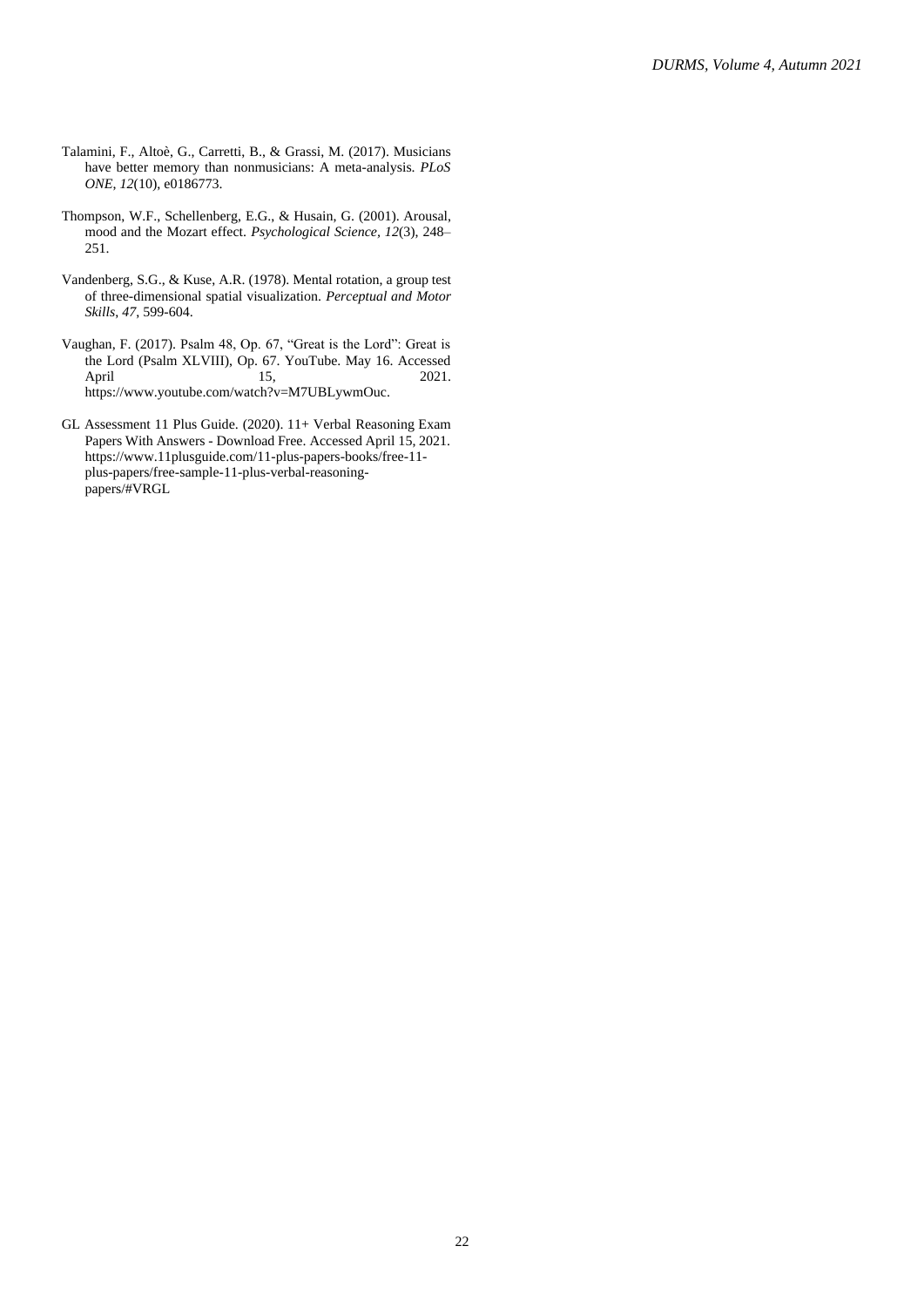Talamini, F., Altoè, G., Carretti, B., & Grassi, M. (2017). Musicians have better memory than nonmusicians: A meta-analysis. *PLoS ONE*, *12*(10), e0186773.

Thompson, W.F., Schellenberg, E.G., & Husain, G. (2001). Arousal, mood and the Mozart effect. *Psychological Science*, *12*(3), 248–251.

Vandenberg, S.G., & Kuse, A.R. (1978). Mental rotation, a group test of three-dimensional spatial visualization. *Perceptual and Motor Skills*, *47*, 599-604.

Vaughan, F. (2017). Psalm 48, Op. 67, "Great is the Lord": Great is the Lord (Psalm XLVIII), Op. 67. YouTube. May 16. Accessed April 15, 2021. https://www.youtube.com/watch?v=M7UBLywmOuc.

GL Assessment 11 Plus Guide. (2020). 11+ Verbal Reasoning Exam Papers With Answers - Download Free. Accessed April 15, 2021. https://www.11plusguide.com/11-plus-papers-books/free-11-plus-papers/free-sample-11-plus-verbal-reasoning-papers/#VRGL